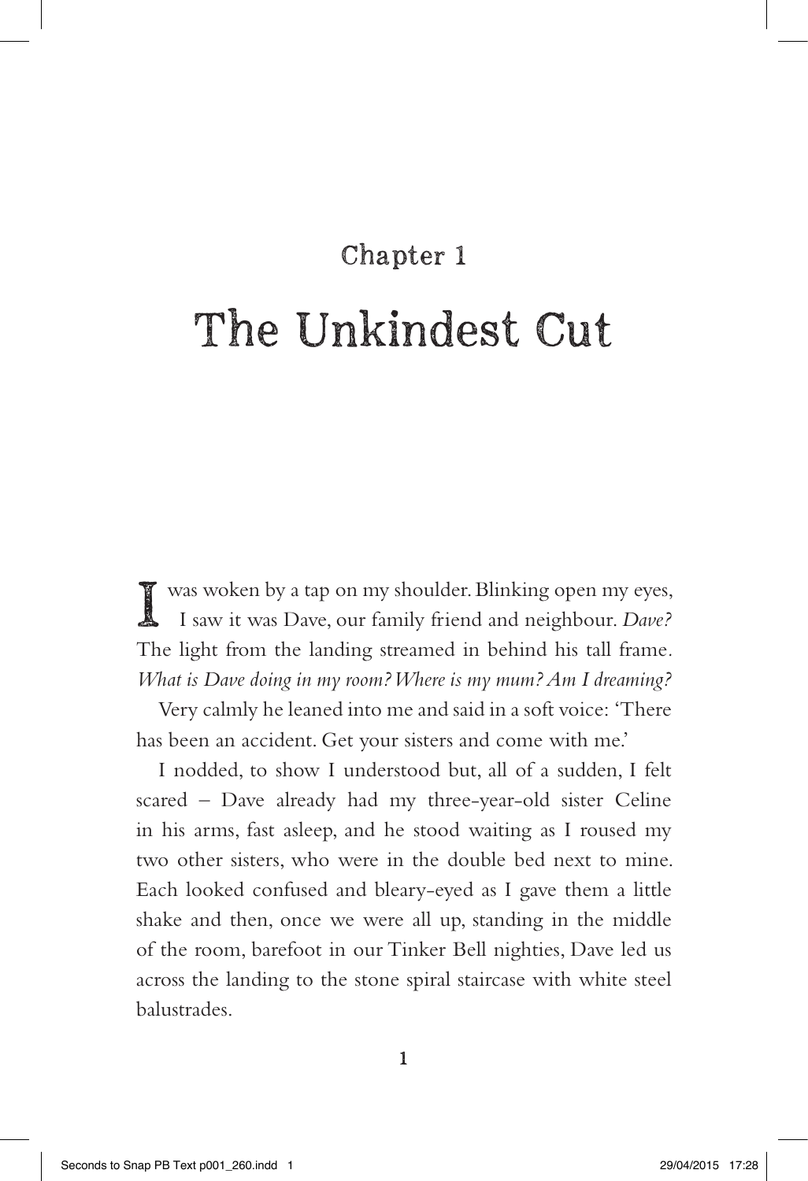## Chapter 1

# The Unkindest Cut

I was woken by a tap on my shoulder. Blinking open my eyes, I saw it was Dave, our family friend and neighbour. *Dave?* The light from the landing streamed in behind his tall frame. *What is Dave doing in my room? Where is my mum? Am I dreaming?*

Very calmly he leaned into me and said in a soft voice: 'There has been an accident. Get your sisters and come with me.'

I nodded, to show I understood but, all of a sudden, I felt scared – Dave already had my three-year-old sister Celine in his arms, fast asleep, and he stood waiting as I roused my two other sisters, who were in the double bed next to mine. Each looked confused and bleary-eyed as I gave them a little shake and then, once we were all up, standing in the middle of the room, barefoot in our Tinker Bell nighties, Dave led us across the landing to the stone spiral staircase with white steel balustrades.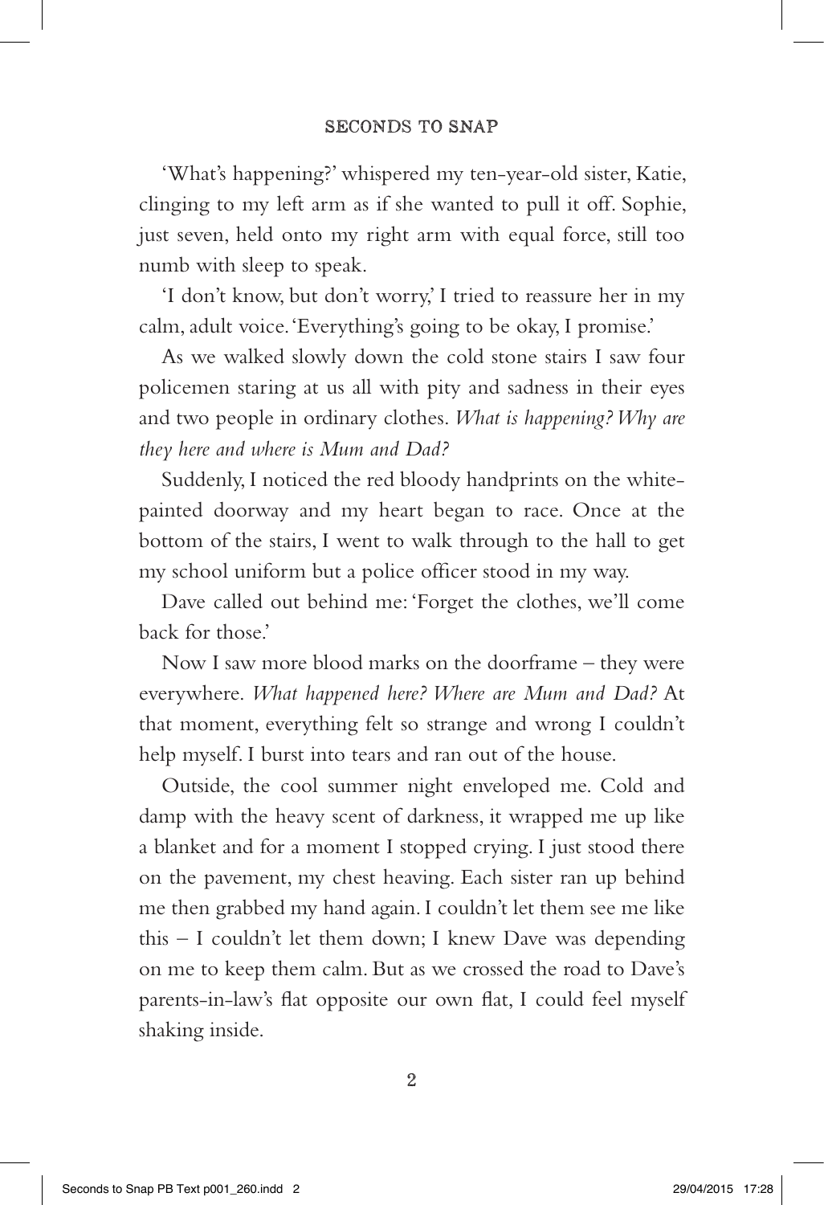'What's happening?' whispered my ten-year-old sister, Katie, clinging to my left arm as if she wanted to pull it off. Sophie, just seven, held onto my right arm with equal force, still too numb with sleep to speak.

'I don't know, but don't worry,' I tried to reassure her in my calm, adult voice. 'Everything's going to be okay, I promise.'

As we walked slowly down the cold stone stairs I saw four policemen staring at us all with pity and sadness in their eyes and two people in ordinary clothes. *What is happening? Why are they here and where is Mum and Dad?*

Suddenly, I noticed the red bloody handprints on the white-painted doorway and my heart began to race. Once at the bottom of the stairs, I went to walk through to the hall to get my school uniform but a police officer stood in my way.

Dave called out behind me: 'Forget the clothes, we'll come back for those.'

Now I saw more blood marks on the doorframe – they were everywhere. *What happened here? Where are Mum and Dad?* At that moment, everything felt so strange and wrong I couldn't help myself. I burst into tears and ran out of the house.

Outside, the cool summer night enveloped me. Cold and damp with the heavy scent of darkness, it wrapped me up like a blanket and for a moment I stopped crying. I just stood there on the pavement, my chest heaving. Each sister ran up behind me then grabbed my hand again. I couldn't let them see me like this – I couldn't let them down; I knew Dave was depending on me to keep them calm. But as we crossed the road to Dave's parents-in-law's flat opposite our own flat, I could feel myself shaking inside.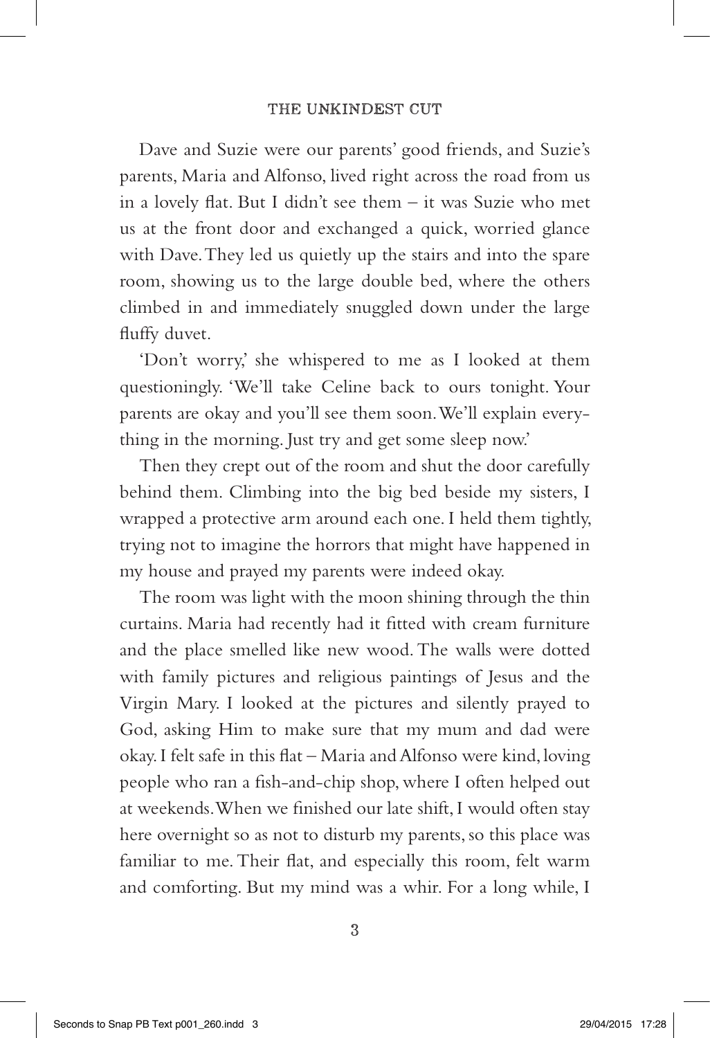Dave and Suzie were our parents' good friends, and Suzie's parents, Maria and Alfonso, lived right across the road from us in a lovely flat. But I didn't see them – it was Suzie who met us at the front door and exchanged a quick, worried glance with Dave. They led us quietly up the stairs and into the spare room, showing us to the large double bed, where the others climbed in and immediately snuggled down under the large fluffy duvet.

'Don't worry,' she whispered to me as I looked at them questioningly. 'We'll take Celine back to ours tonight. Your parents are okay and you'll see them soon. We'll explain everything in the morning. Just try and get some sleep now.'

Then they crept out of the room and shut the door carefully behind them. Climbing into the big bed beside my sisters, I wrapped a protective arm around each one. I held them tightly, trying not to imagine the horrors that might have happened in my house and prayed my parents were indeed okay.

The room was light with the moon shining through the thin curtains. Maria had recently had it fitted with cream furniture and the place smelled like new wood. The walls were dotted with family pictures and religious paintings of Jesus and the Virgin Mary. I looked at the pictures and silently prayed to God, asking Him to make sure that my mum and dad were okay. I felt safe in this flat – Maria and Alfonso were kind, loving people who ran a fish-and-chip shop, where I often helped out at weekends. When we finished our late shift, I would often stay here overnight so as not to disturb my parents, so this place was familiar to me. Their flat, and especially this room, felt warm and comforting. But my mind was a whir. For a long while, I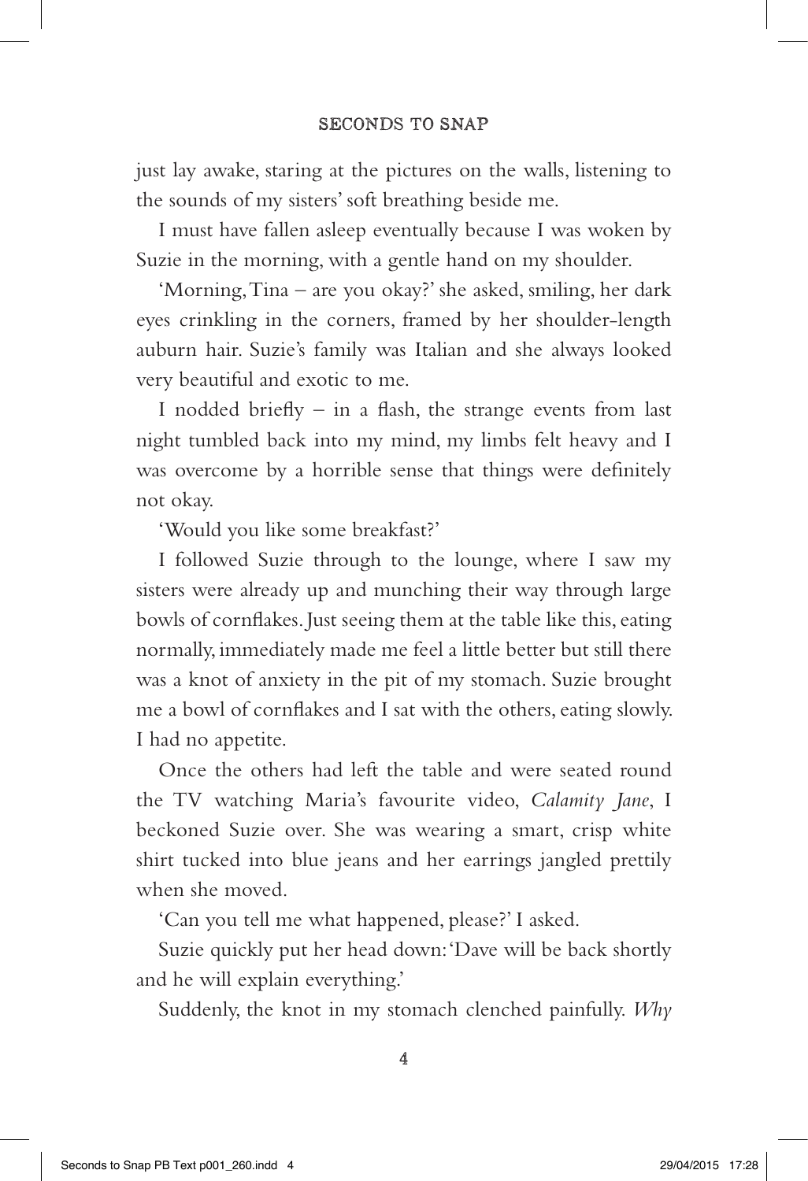just lay awake, staring at the pictures on the walls, listening to the sounds of my sisters' soft breathing beside me.

I must have fallen asleep eventually because I was woken by Suzie in the morning, with a gentle hand on my shoulder.

'Morning, Tina – are you okay?' she asked, smiling, her dark eyes crinkling in the corners, framed by her shoulder-length auburn hair. Suzie's family was Italian and she always looked very beautiful and exotic to me.

I nodded briefly – in a flash, the strange events from last night tumbled back into my mind, my limbs felt heavy and I was overcome by a horrible sense that things were definitely not okay.

'Would you like some breakfast?'

I followed Suzie through to the lounge, where I saw my sisters were already up and munching their way through large bowls of cornflakes. Just seeing them at the table like this, eating normally, immediately made me feel a little better but still there was a knot of anxiety in the pit of my stomach. Suzie brought me a bowl of cornflakes and I sat with the others, eating slowly. I had no appetite.

Once the others had left the table and were seated round the TV watching Maria's favourite video, *Calamity Jane*, I beckoned Suzie over. She was wearing a smart, crisp white shirt tucked into blue jeans and her earrings jangled prettily when she moved.

'Can you tell me what happened, please?' I asked.

Suzie quickly put her head down: 'Dave will be back shortly and he will explain everything.'

Suddenly, the knot in my stomach clenched painfully. *Why*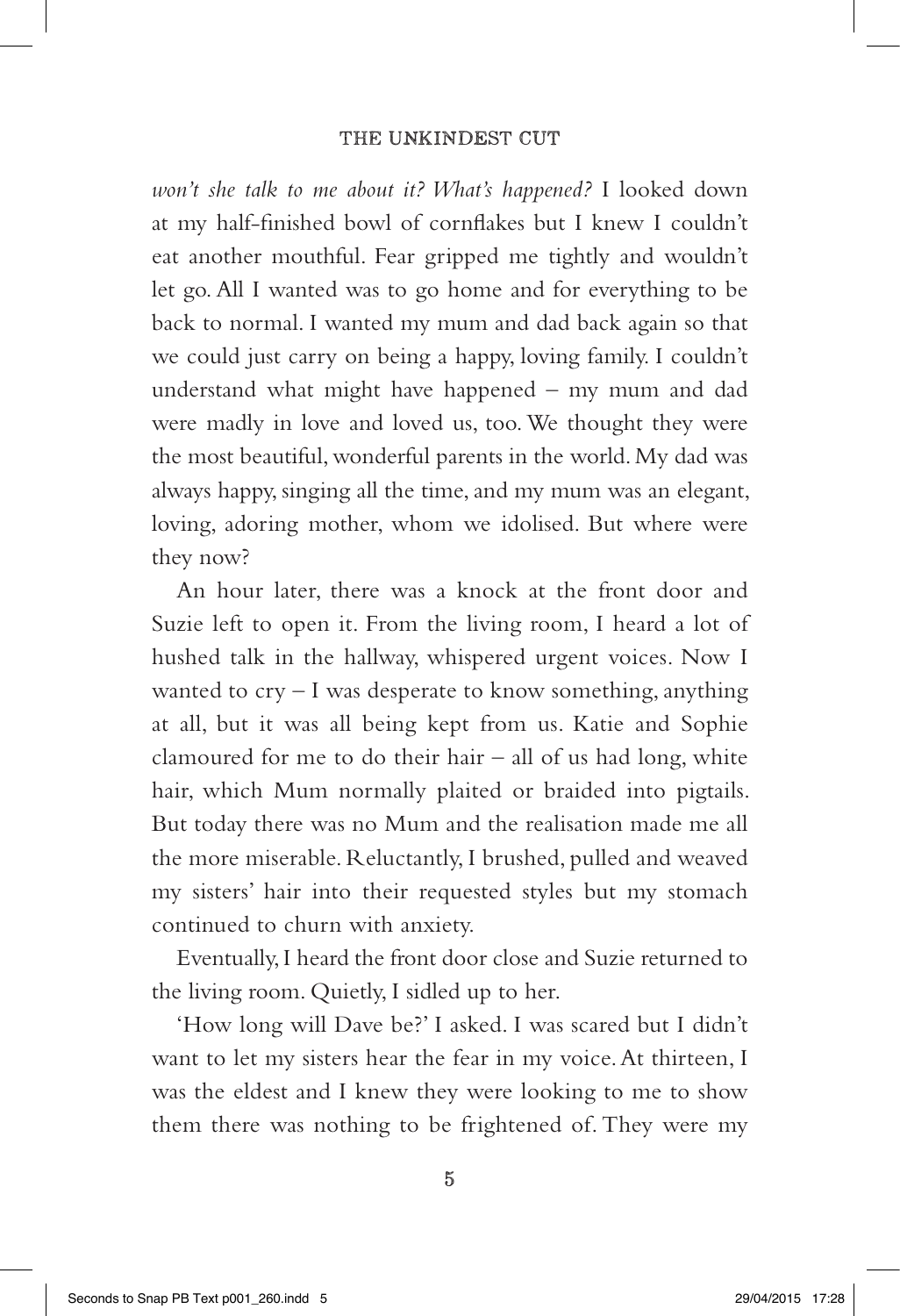*won't she talk to me about it? What's happened?* I looked down at my half-finished bowl of cornflakes but I knew I couldn't eat another mouthful. Fear gripped me tightly and wouldn't let go. All I wanted was to go home and for everything to be back to normal. I wanted my mum and dad back again so that we could just carry on being a happy, loving family. I couldn't understand what might have happened – my mum and dad were madly in love and loved us, too. We thought they were the most beautiful, wonderful parents in the world. My dad was always happy, singing all the time, and my mum was an elegant, loving, adoring mother, whom we idolised. But where were they now?

An hour later, there was a knock at the front door and Suzie left to open it. From the living room, I heard a lot of hushed talk in the hallway, whispered urgent voices. Now I wanted to cry – I was desperate to know something, anything at all, but it was all being kept from us. Katie and Sophie clamoured for me to do their hair – all of us had long, white hair, which Mum normally plaited or braided into pigtails. But today there was no Mum and the realisation made me all the more miserable. Reluctantly, I brushed, pulled and weaved my sisters' hair into their requested styles but my stomach continued to churn with anxiety.

Eventually, I heard the front door close and Suzie returned to the living room. Quietly, I sidled up to her.

'How long will Dave be?' I asked. I was scared but I didn't want to let my sisters hear the fear in my voice. At thirteen, I was the eldest and I knew they were looking to me to show them there was nothing to be frightened of. They were my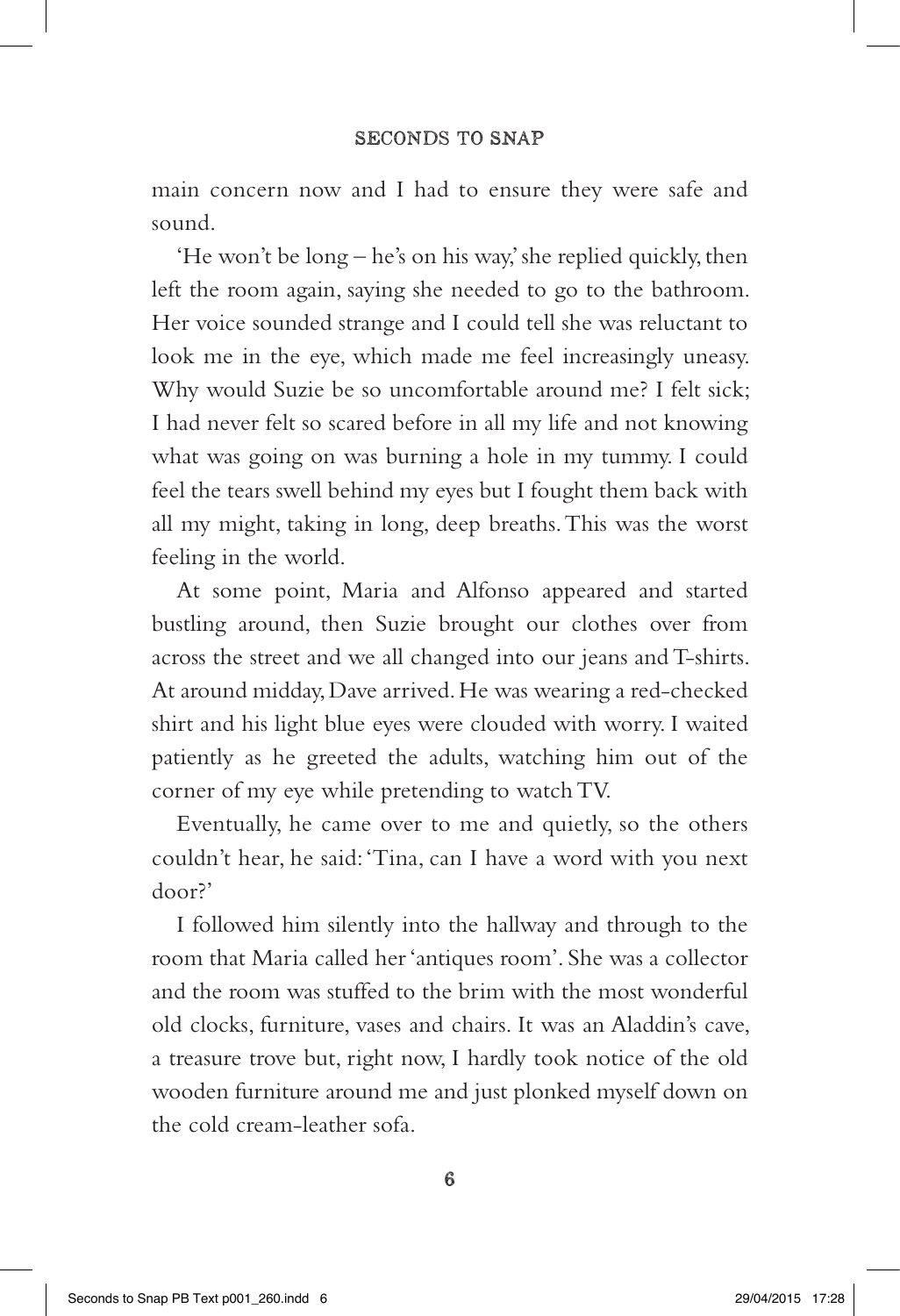main concern now and I had to ensure they were safe and sound.

'He won't be long – he's on his way,' she replied quickly, then left the room again, saying she needed to go to the bathroom. Her voice sounded strange and I could tell she was reluctant to look me in the eye, which made me feel increasingly uneasy. Why would Suzie be so uncomfortable around me? I felt sick; I had never felt so scared before in all my life and not knowing what was going on was burning a hole in my tummy. I could feel the tears swell behind my eyes but I fought them back with all my might, taking in long, deep breaths. This was the worst feeling in the world.

At some point, Maria and Alfonso appeared and started bustling around, then Suzie brought our clothes over from across the street and we all changed into our jeans and T-shirts. At around midday, Dave arrived. He was wearing a red-checked shirt and his light blue eyes were clouded with worry. I waited patiently as he greeted the adults, watching him out of the corner of my eye while pretending to watch TV.

Eventually, he came over to me and quietly, so the others couldn't hear, he said: 'Tina, can I have a word with you next door?'

I followed him silently into the hallway and through to the room that Maria called her 'antiques room'. She was a collector and the room was stuffed to the brim with the most wonderful old clocks, furniture, vases and chairs. It was an Aladdin's cave, a treasure trove but, right now, I hardly took notice of the old wooden furniture around me and just plonked myself down on the cold cream-leather sofa.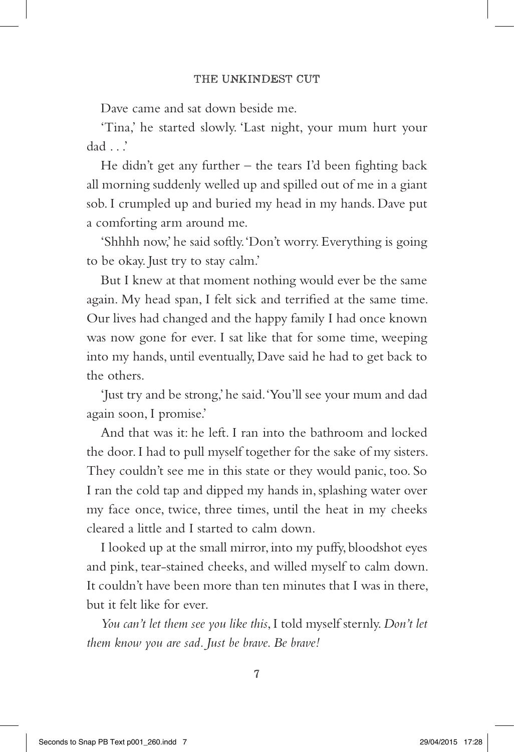Dave came and sat down beside me.

'Tina,' he started slowly. 'Last night, your mum hurt your dad . . .'

He didn't get any further – the tears I'd been fighting back all morning suddenly welled up and spilled out of me in a giant sob. I crumpled up and buried my head in my hands. Dave put a comforting arm around me.

'Shhhh now,' he said softly. 'Don't worry. Everything is going to be okay. Just try to stay calm.'

But I knew at that moment nothing would ever be the same again. My head span, I felt sick and terrified at the same time. Our lives had changed and the happy family I had once known was now gone for ever. I sat like that for some time, weeping into my hands, until eventually, Dave said he had to get back to the others.

'Just try and be strong,' he said. 'You'll see your mum and dad again soon, I promise.'

And that was it: he left. I ran into the bathroom and locked the door. I had to pull myself together for the sake of my sisters. They couldn't see me in this state or they would panic, too. So I ran the cold tap and dipped my hands in, splashing water over my face once, twice, three times, until the heat in my cheeks cleared a little and I started to calm down.

I looked up at the small mirror, into my puffy, bloodshot eyes and pink, tear-stained cheeks, and willed myself to calm down. It couldn't have been more than ten minutes that I was in there, but it felt like for ever.

*You can't let them see you like this*, I told myself sternly. *Don't let them know you are sad. Just be brave. Be brave!*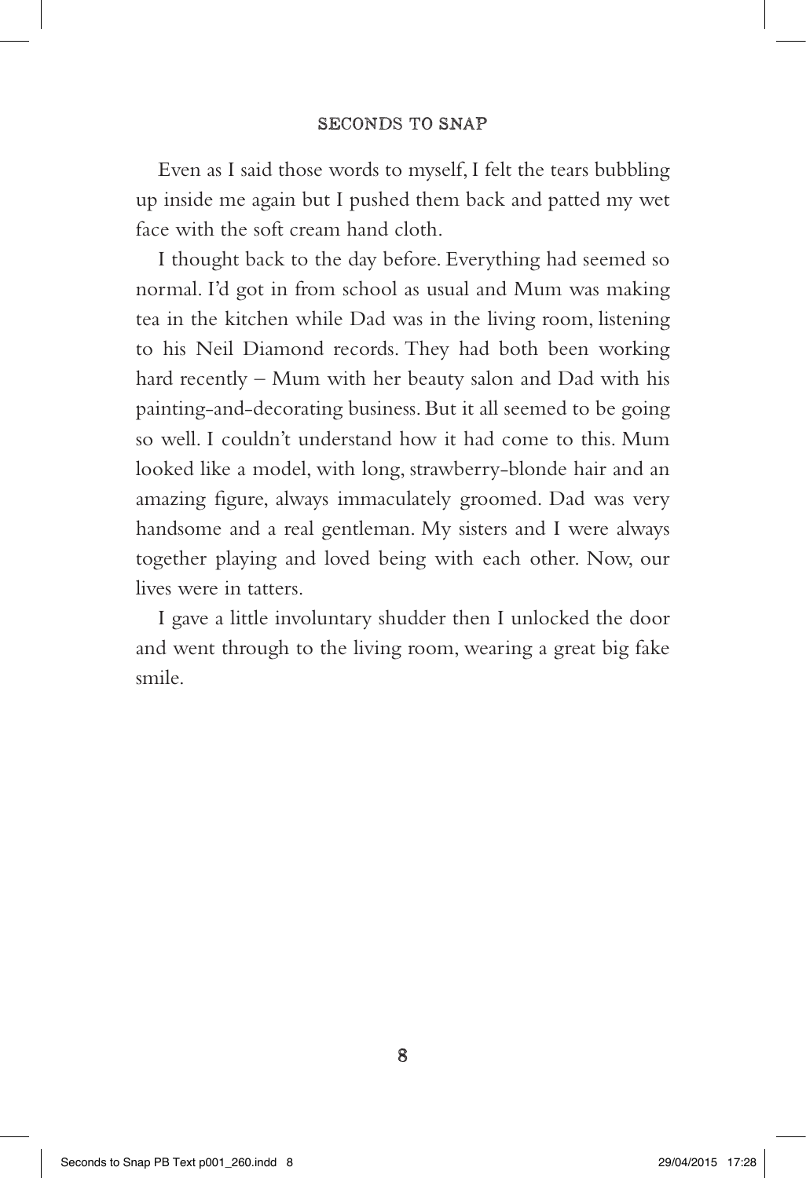Even as I said those words to myself, I felt the tears bubbling up inside me again but I pushed them back and patted my wet face with the soft cream hand cloth.

I thought back to the day before. Everything had seemed so normal. I'd got in from school as usual and Mum was making tea in the kitchen while Dad was in the living room, listening to his Neil Diamond records. They had both been working hard recently – Mum with her beauty salon and Dad with his painting-and-decorating business. But it all seemed to be going so well. I couldn't understand how it had come to this. Mum looked like a model, with long, strawberry-blonde hair and an amazing figure, always immaculately groomed. Dad was very handsome and a real gentleman. My sisters and I were always together playing and loved being with each other. Now, our lives were in tatters.

I gave a little involuntary shudder then I unlocked the door and went through to the living room, wearing a great big fake smile.